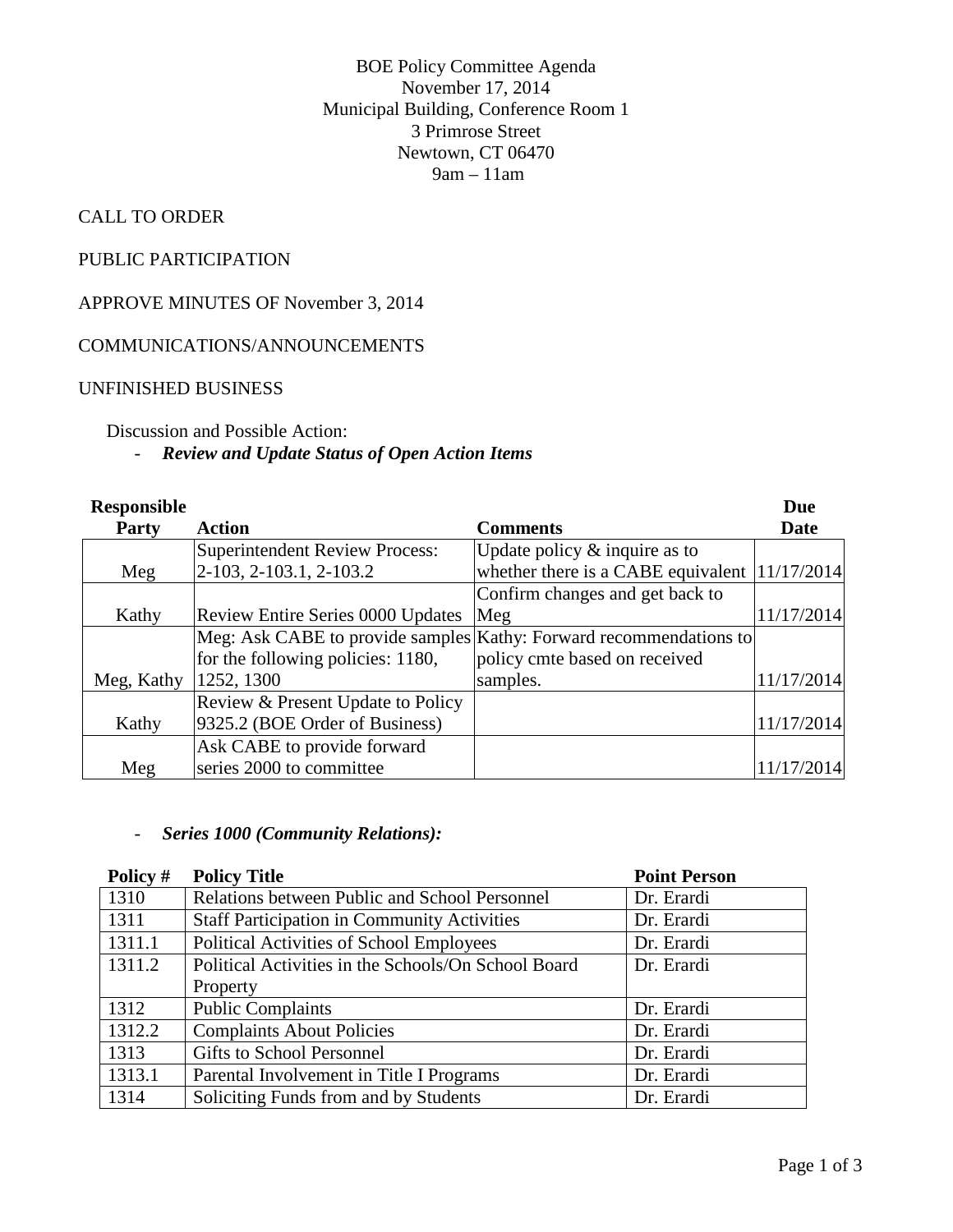BOE Policy Committee Agenda
November 17, 2014
Municipal Building, Conference Room 1
3 Primrose Street
Newtown, CT 06470
9am – 11am

CALL TO ORDER

PUBLIC PARTICIPATION

APPROVE MINUTES OF November 3, 2014

COMMUNICATIONS/ANNOUNCEMENTS

UNFINISHED BUSINESS

Discussion and Possible Action:

- ***Review and Update Status of Open Action Items***

| Responsible Party | Action | Comments | Due Date |
|---|---|---|---|
| Meg | Superintendent Review Process: 2-103, 2-103.1, 2-103.2 | Update policy & inquire as to whether there is a CABE equivalent | 11/17/2014 |
| Kathy | Review Entire Series 0000 Updates | Confirm changes and get back to Meg | 11/17/2014 |
| Meg, Kathy | Meg: Ask CABE to provide samples for the following policies: 1180, 1252, 1300 | Kathy: Forward recommendations to policy cmte based on received samples. | 11/17/2014 |
| Kathy | Review & Present Update to Policy 9325.2 (BOE Order of Business) | | 11/17/2014 |
| Meg | Ask CABE to provide forward series 2000 to committee | | 11/17/2014 |

- ***Series 1000 (Community Relations):***

| Policy # | Policy Title | Point Person |
|---|---|---|
| 1310 | Relations between Public and School Personnel | Dr. Erardi |
| 1311 | Staff Participation in Community Activities | Dr. Erardi |
| 1311.1 | Political Activities of School Employees | Dr. Erardi |
| 1311.2 | Political Activities in the Schools/On School Board Property | Dr. Erardi |
| 1312 | Public Complaints | Dr. Erardi |
| 1312.2 | Complaints About Policies | Dr. Erardi |
| 1313 | Gifts to School Personnel | Dr. Erardi |
| 1313.1 | Parental Involvement in Title I Programs | Dr. Erardi |
| 1314 | Soliciting Funds from and by Students | Dr. Erardi |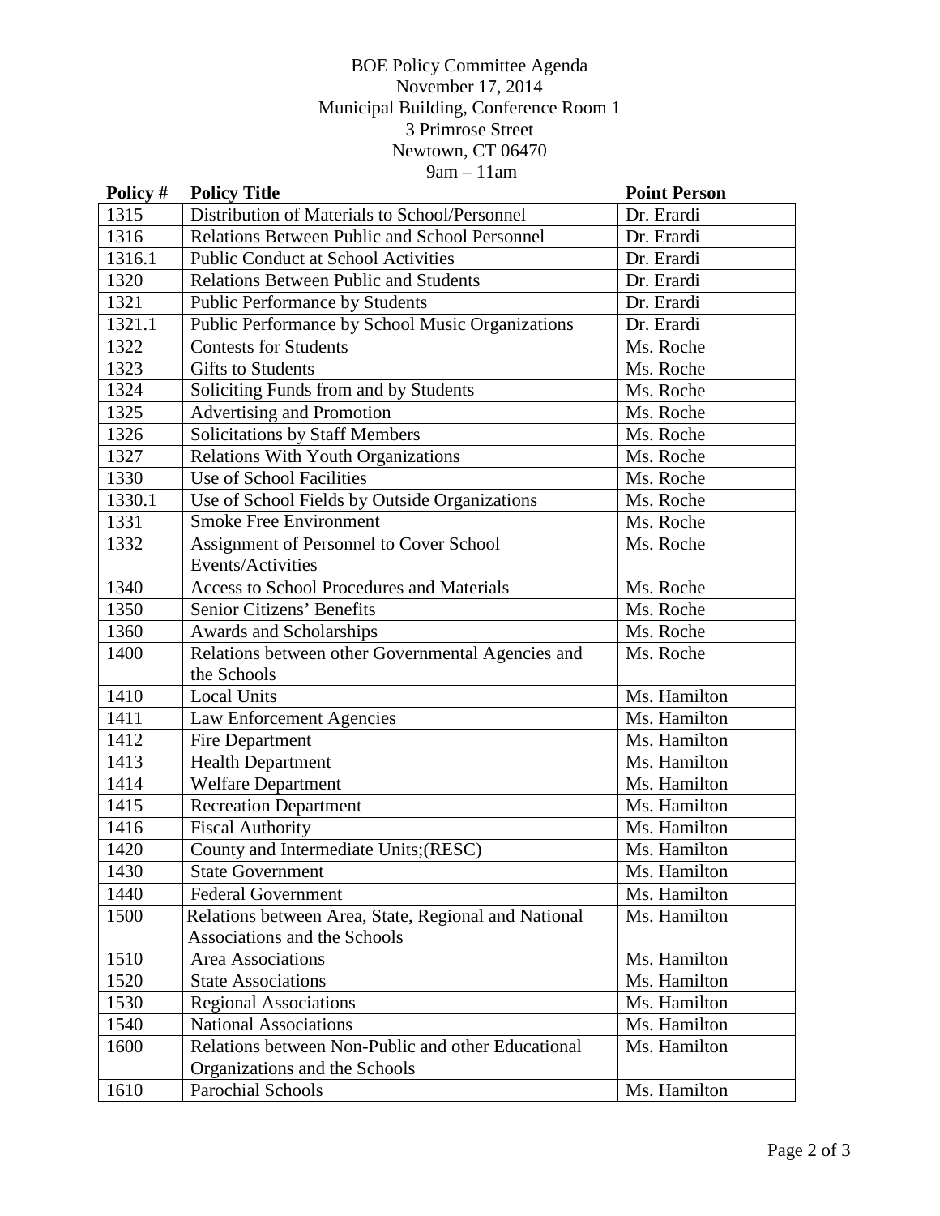BOE Policy Committee Agenda
November 17, 2014
Municipal Building, Conference Room 1
3 Primrose Street
Newtown, CT 06470
9am – 11am

| Policy # | Policy Title | Point Person |
|---|---|---|
| 1315 | Distribution of Materials to School/Personnel | Dr. Erardi |
| 1316 | Relations Between Public and School Personnel | Dr. Erardi |
| 1316.1 | Public Conduct at School Activities | Dr. Erardi |
| 1320 | Relations Between Public and Students | Dr. Erardi |
| 1321 | Public Performance by Students | Dr. Erardi |
| 1321.1 | Public Performance by School Music Organizations | Dr. Erardi |
| 1322 | Contests for Students | Ms. Roche |
| 1323 | Gifts to Students | Ms. Roche |
| 1324 | Soliciting Funds from and by Students | Ms. Roche |
| 1325 | Advertising and Promotion | Ms. Roche |
| 1326 | Solicitations by Staff Members | Ms. Roche |
| 1327 | Relations With Youth Organizations | Ms. Roche |
| 1330 | Use of School Facilities | Ms. Roche |
| 1330.1 | Use of School Fields by Outside Organizations | Ms. Roche |
| 1331 | Smoke Free Environment | Ms. Roche |
| 1332 | Assignment of Personnel to Cover School Events/Activities | Ms. Roche |
| 1340 | Access to School Procedures and Materials | Ms. Roche |
| 1350 | Senior Citizens' Benefits | Ms. Roche |
| 1360 | Awards and Scholarships | Ms. Roche |
| 1400 | Relations between other Governmental Agencies and the Schools | Ms. Roche |
| 1410 | Local Units | Ms. Hamilton |
| 1411 | Law Enforcement Agencies | Ms. Hamilton |
| 1412 | Fire Department | Ms. Hamilton |
| 1413 | Health Department | Ms. Hamilton |
| 1414 | Welfare Department | Ms. Hamilton |
| 1415 | Recreation Department | Ms. Hamilton |
| 1416 | Fiscal Authority | Ms. Hamilton |
| 1420 | County and Intermediate Units;(RESC) | Ms. Hamilton |
| 1430 | State Government | Ms. Hamilton |
| 1440 | Federal Government | Ms. Hamilton |
| 1500 | Relations between Area, State, Regional and National Associations and the Schools | Ms. Hamilton |
| 1510 | Area Associations | Ms. Hamilton |
| 1520 | State Associations | Ms. Hamilton |
| 1530 | Regional Associations | Ms. Hamilton |
| 1540 | National Associations | Ms. Hamilton |
| 1600 | Relations between Non-Public and other Educational Organizations and the Schools | Ms. Hamilton |
| 1610 | Parochial Schools | Ms. Hamilton |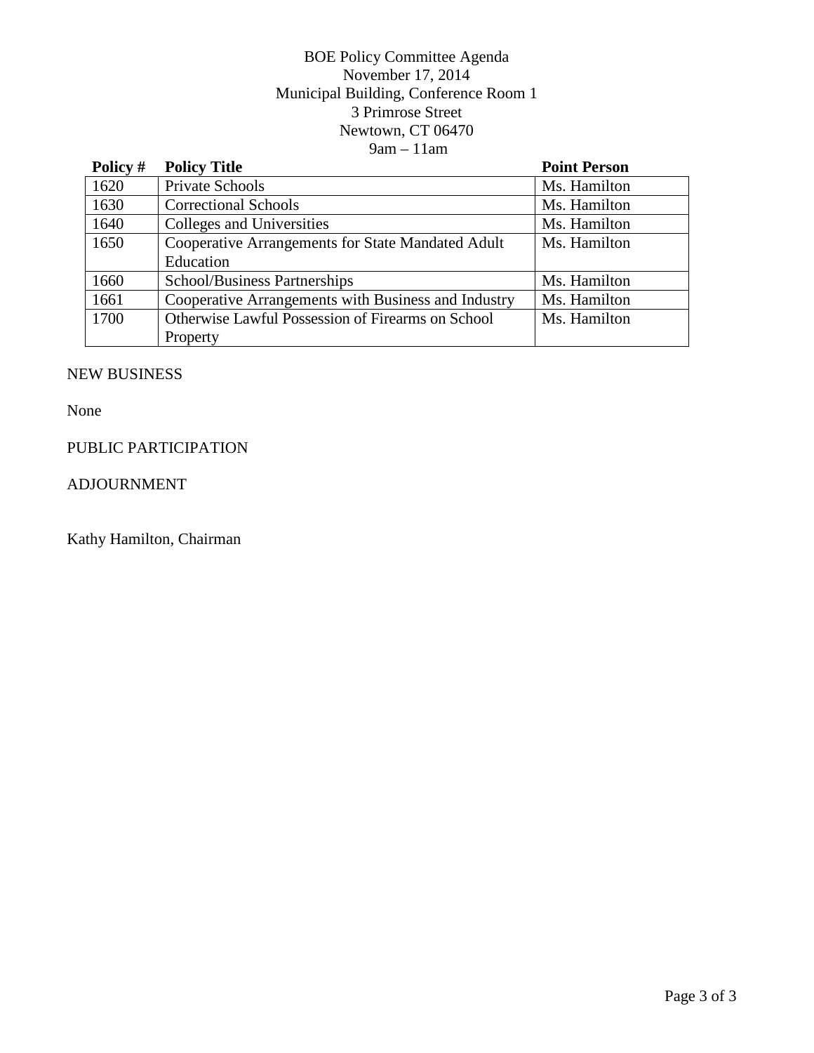BOE Policy Committee Agenda
November 17, 2014
Municipal Building, Conference Room 1
3 Primrose Street
Newtown, CT 06470
9am – 11am

| Policy # | Policy Title | Point Person |
|---|---|---|
| 1620 | Private Schools | Ms. Hamilton |
| 1630 | Correctional Schools | Ms. Hamilton |
| 1640 | Colleges and Universities | Ms. Hamilton |
| 1650 | Cooperative Arrangements for State Mandated Adult Education | Ms. Hamilton |
| 1660 | School/Business Partnerships | Ms. Hamilton |
| 1661 | Cooperative Arrangements with Business and Industry | Ms. Hamilton |
| 1700 | Otherwise Lawful Possession of Firearms on School Property | Ms. Hamilton |

NEW BUSINESS

None

PUBLIC PARTICIPATION

ADJOURNMENT

Kathy Hamilton, Chairman